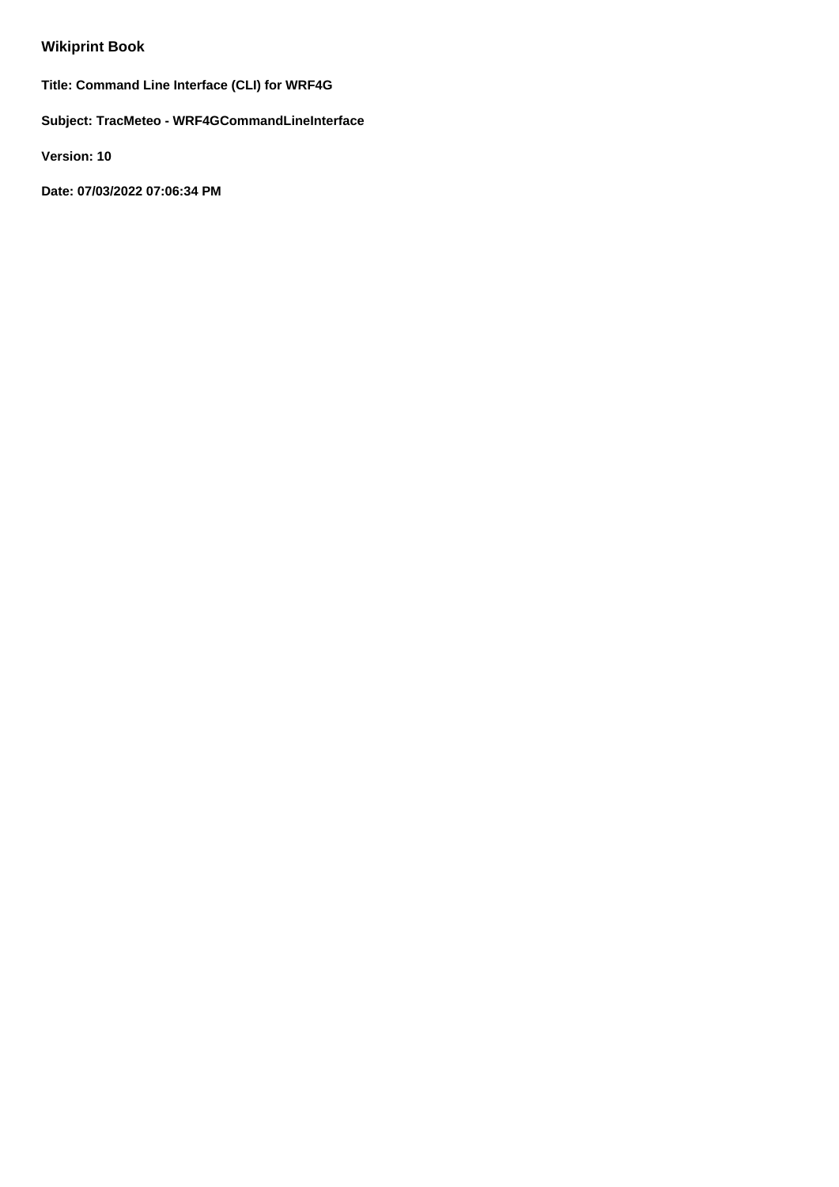# Wikiprint Book

**Title: Command Line Interface (CLI) for WRF4G**

**Subject: TracMeteo - WRF4GCommandLineInterface**

**Version: 10**

**Date: 07/03/2022 07:06:34 PM**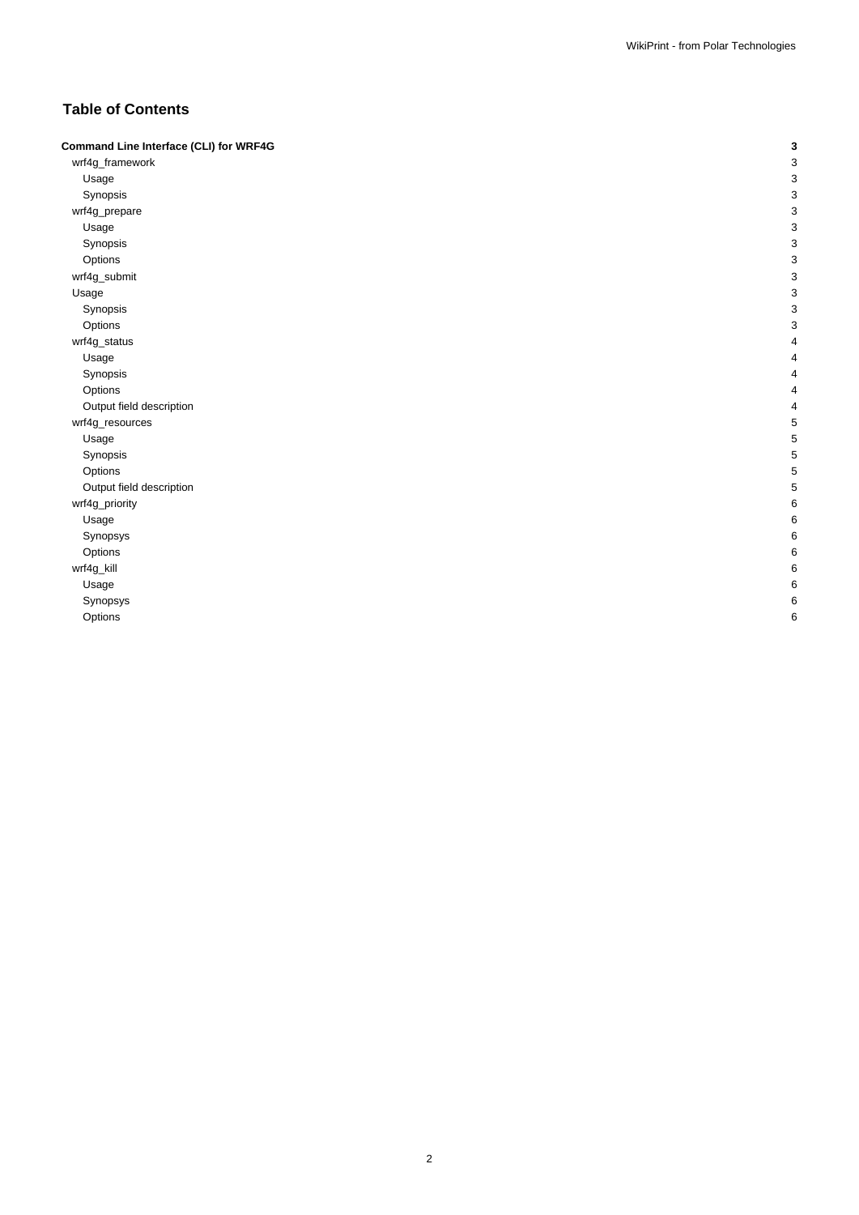## Table of Contents

| | |
|---|---|
| **Command Line Interface (CLI) for WRF4G** | **3** |
| wrf4g_framework | 3 |
| Usage | 3 |
| Synopsis | 3 |
| wrf4g_prepare | 3 |
| Usage | 3 |
| Synopsis | 3 |
| Options | 3 |
| wrf4g_submit | 3 |
| Usage | 3 |
| Synopsis | 3 |
| Options | 3 |
| wrf4g_status | 4 |
| Usage | 4 |
| Synopsis | 4 |
| Options | 4 |
| Output field description | 4 |
| wrf4g_resources | 5 |
| Usage | 5 |
| Synopsis | 5 |
| Options | 5 |
| Output field description | 5 |
| wrf4g_priority | 6 |
| Usage | 6 |
| Synopsys | 6 |
| Options | 6 |
| wrf4g_kill | 6 |
| Usage | 6 |
| Synopsys | 6 |
| Options | 6 |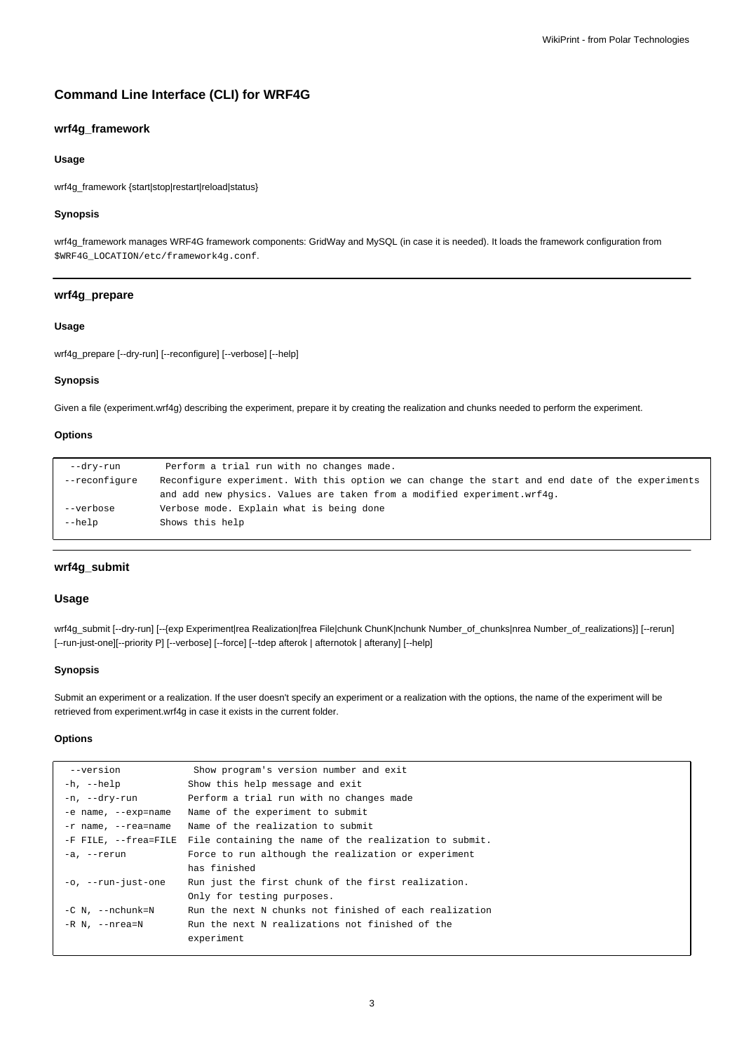# Command Line Interface (CLI) for WRF4G

## wrf4g_framework

#### Usage

wrf4g_framework {start|stop|restart|reload|status}

#### Synopsis

wrf4g_framework manages WRF4G framework components: GridWay and MySQL (in case it is needed). It loads the framework configuration from `$WRF4G_LOCATION/etc/framework4g.conf`.

---

## wrf4g_prepare

#### Usage

wrf4g_prepare [--dry-run] [--reconfigure] [--verbose] [--help]

#### Synopsis

Given a file (experiment.wrf4g) describing the experiment, prepare it by creating the realization and chunks needed to perform the experiment.

#### Options

```
 --dry-run        Perform a trial run with no changes made.
--reconfigure    Reconfigure experiment. With this option we can change the start and end date of the experiments
                 and add new physics. Values are taken from a modified experiment.wrf4g.
--verbose        Verbose mode. Explain what is being done
--help           Shows this help
```

---

## wrf4g_submit

### Usage

wrf4g_submit [--dry-run] [--{exp Experiment|rea Realization|frea File|chunk ChunK|nchunk Number_of_chunks|nrea Number_of_realizations}] [--rerun] [--run-just-one][--priority P] [--verbose] [--force] [--tdep afterok | afternotok | afterany] [--help]

#### Synopsis

Submit an experiment or a realization. If the user doesn't specify an experiment or a realization with the options, the name of the experiment will be retrieved from experiment.wrf4g in case it exists in the current folder.

#### Options

```
 --version             Show program's version number and exit
-h, --help            Show this help message and exit
-n, --dry-run         Perform a trial run with no changes made
-e name, --exp=name   Name of the experiment to submit
-r name, --rea=name   Name of the realization to submit
-F FILE, --frea=FILE  File containing the name of the realization to submit.
-a, --rerun           Force to run although the realization or experiment
                      has finished
-o, --run-just-one    Run just the first chunk of the first realization.
                      Only for testing purposes.
-C N, --nchunk=N      Run the next N chunks not finished of each realization
-R N, --nrea=N        Run the next N realizations not finished of the
                      experiment
```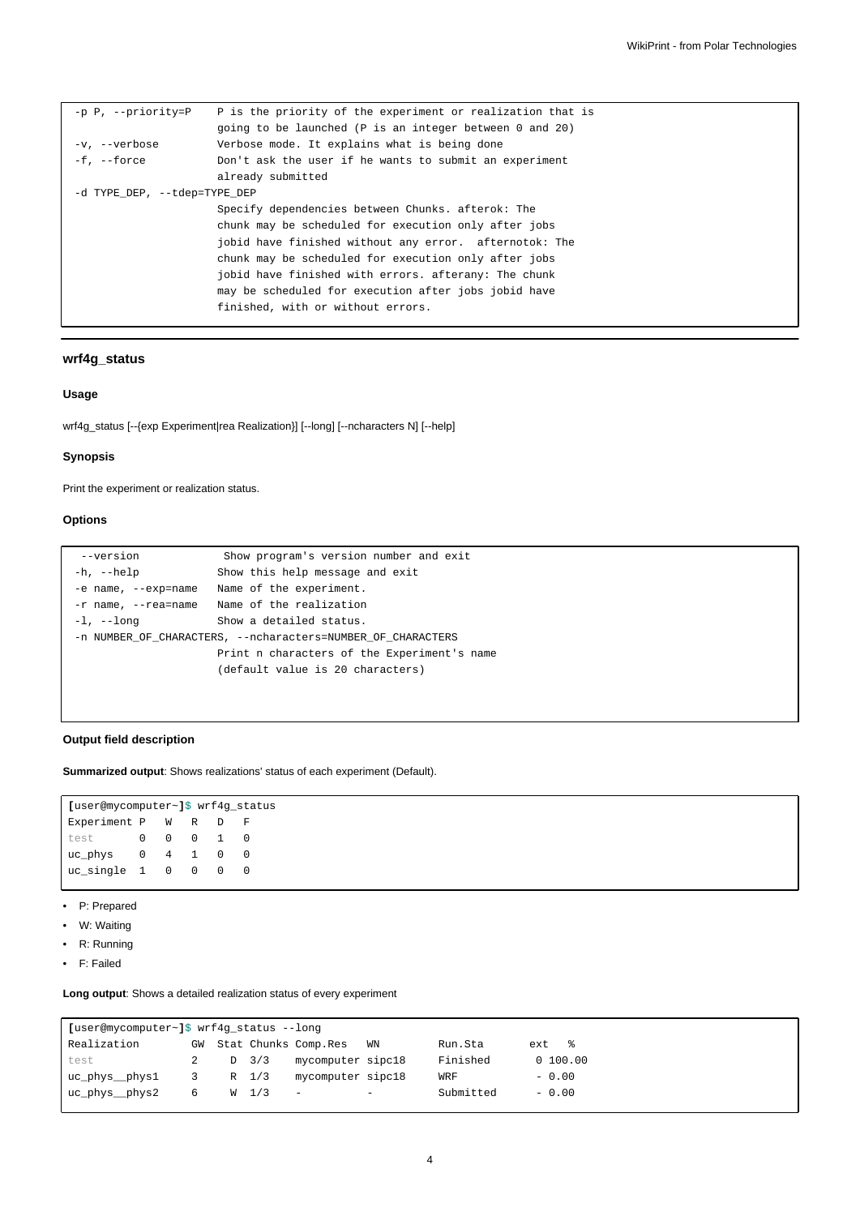```
 -p P, --priority=P    P is the priority of the experiment or realization that is
                       going to be launched (P is an integer between 0 and 20)
 -v, --verbose         Verbose mode. It explains what is being done
 -f, --force           Don't ask the user if he wants to submit an experiment
                       already submitted
 -d TYPE_DEP, --tdep=TYPE_DEP
                       Specify dependencies between Chunks. afterok: The
                       chunk may be scheduled for execution only after jobs
                       jobid have finished without any error.  afternotok: The
                       chunk may be scheduled for execution only after jobs
                       jobid have finished with errors. afterany: The chunk
                       may be scheduled for execution after jobs jobid have
                       finished, with or without errors.
```

---

### wrf4g_status

#### Usage

wrf4g_status [--{exp Experiment|rea Realization}] [--long] [--ncharacters N] [--help]

#### Synopsis

Print the experiment or realization status.

#### Options

```
  --version             Show program's version number and exit
 -h, --help            Show this help message and exit
 -e name, --exp=name   Name of the experiment.
 -r name, --rea=name   Name of the realization
 -l, --long            Show a detailed status.
 -n NUMBER_OF_CHARACTERS, --ncharacters=NUMBER_OF_CHARACTERS
                       Print n characters of the Experiment's name
                       (default value is 20 characters)
```

#### Output field description

**Summarized output**: Shows realizations' status of each experiment (Default).

```
[user@mycomputer~]$ wrf4g_status
Experiment P   W   R   D   F
test       0   0   0   1   0
uc_phys    0   4   1   0   0
uc_single  1   0   0   0   0
```

- P: Prepared
- W: Waiting
- R: Running
- F: Failed

**Long output**: Shows a detailed realization status of every experiment

```
[user@mycomputer~]$ wrf4g_status --long
Realization        GW  Stat Chunks Comp.Res   WN         Run.Sta       ext   %
test               2     D  3/3    mycomputer sipc18     Finished       0 100.00
uc_phys__phys1     3     R  1/3    mycomputer sipc18     WRF            - 0.00
uc_phys__phys2     6     W  1/3    -          -          Submitted      - 0.00
```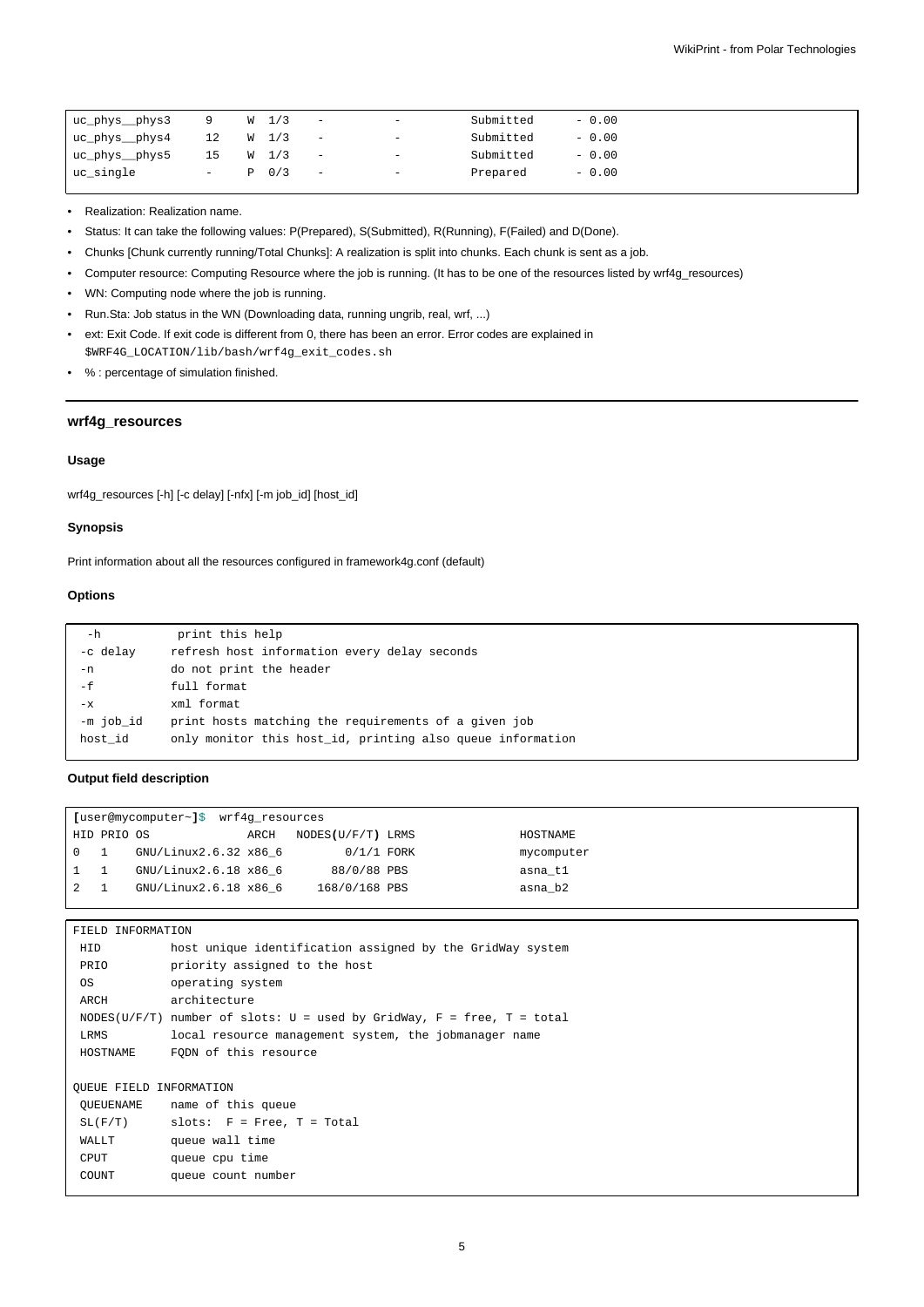```
uc_phys__phys3     9     W  1/3    -          -          Submitted      - 0.00
uc_phys__phys4     12    W  1/3    -          -          Submitted      - 0.00
uc_phys__phys5     15    W  1/3    -          -          Submitted      - 0.00
uc_single          -     P  0/3    -          -          Prepared       - 0.00
```

- Realization: Realization name.
- Status: It can take the following values: P(Prepared), S(Submitted), R(Running), F(Failed) and D(Done).
- Chunks [Chunk currently running/Total Chunks]: A realization is split into chunks. Each chunk is sent as a job.
- Computer resource: Computing Resource where the job is running. (It has to be one of the resources listed by wrf4g_resources)
- WN: Computing node where the job is running.
- Run.Sta: Job status in the WN (Downloading data, running ungrib, real, wrf, ...)
- ext: Exit Code. If exit code is different from 0, there has been an error. Error codes are explained in `$WRF4G_LOCATION/lib/bash/wrf4g_exit_codes.sh`
- % : percentage of simulation finished.

---

### wrf4g_resources

#### Usage

wrf4g_resources [-h] [-c delay] [-nfx] [-m job_id] [host_id]

#### Synopsis

Print information about all the resources configured in framework4g.conf (default)

#### Options

```
  -h           print this help
 -c delay     refresh host information every delay seconds
 -n           do not print the header
 -f           full format
 -x           xml format
 -m job_id    print hosts matching the requirements of a given job
 host_id      only monitor this host_id, printing also queue information
```

#### Output field description

```
[user@mycomputer~]$  wrf4g_resources
HID PRIO OS              ARCH   NODES(U/F/T) LRMS               HOSTNAME
0   1    GNU/Linux2.6.32 x86_6         0/1/1 FORK               mycomputer
1   1    GNU/Linux2.6.18 x86_6       88/0/88 PBS                asna_t1
2   1    GNU/Linux2.6.18 x86_6     168/0/168 PBS                asna_b2
```

```
FIELD INFORMATION
 HID          host unique identification assigned by the GridWay system
 PRIO         priority assigned to the host
 OS           operating system
 ARCH         architecture
 NODES(U/F/T) number of slots: U = used by GridWay, F = free, T = total
 LRMS         local resource management system, the jobmanager name
 HOSTNAME     FQDN of this resource

QUEUE FIELD INFORMATION
 QUEUENAME    name of this queue
 SL(F/T)      slots:  F = Free, T = Total
 WALLT        queue wall time
 CPUT         queue cpu time
 COUNT        queue count number
```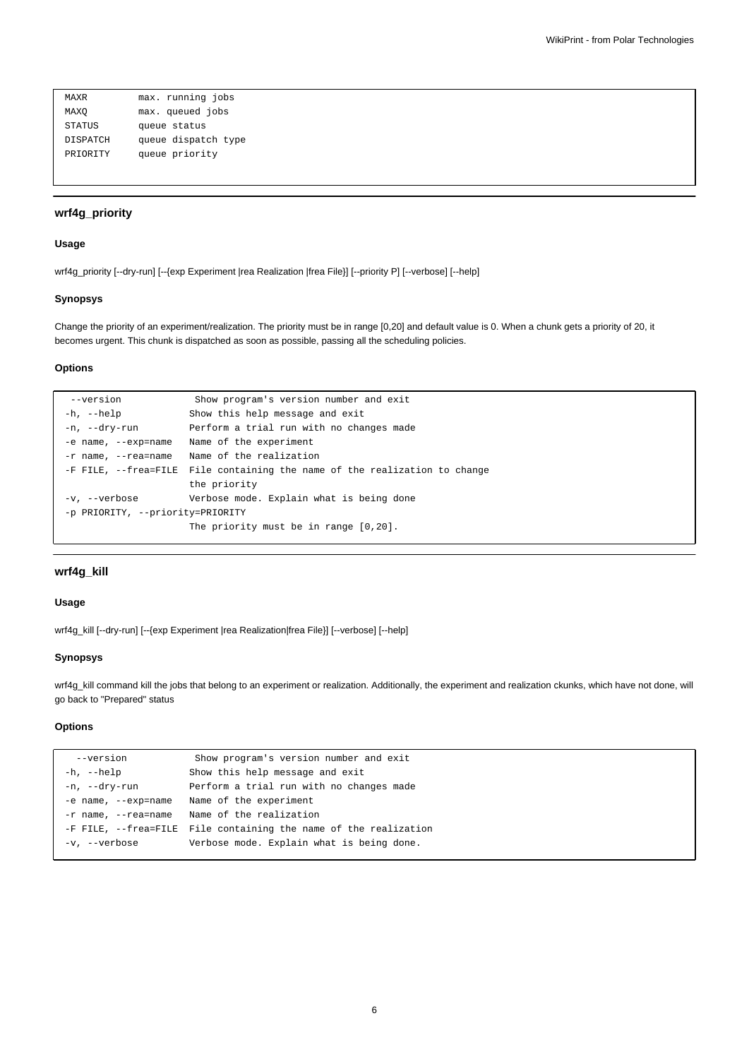```
MAXR        max. running jobs
MAXQ        max. queued jobs
STATUS      queue status
DISPATCH    queue dispatch type
PRIORITY    queue priority
```

### wrf4g_priority

#### Usage

wrf4g_priority [--dry-run] [--{exp Experiment |rea Realization |frea File}] [--priority P] [--verbose] [--help]

#### Synopsys

Change the priority of an experiment/realization. The priority must be in range [0,20] and default value is 0. When a chunk gets a priority of 20, it becomes urgent. This chunk is dispatched as soon as possible, passing all the scheduling policies.

#### Options

```
 --version             Show program's version number and exit
-h, --help            Show this help message and exit
-n, --dry-run         Perform a trial run with no changes made
-e name, --exp=name   Name of the experiment
-r name, --rea=name   Name of the realization
-F FILE, --frea=FILE  File containing the name of the realization to change
                      the priority
-v, --verbose         Verbose mode. Explain what is being done
-p PRIORITY, --priority=PRIORITY
                      The priority must be in range [0,20].
```

### wrf4g_kill

#### Usage

wrf4g_kill [--dry-run] [--{exp Experiment |rea Realization|frea File}] [--verbose] [--help]

#### Synopsys

wrf4g_kill command kill the jobs that belong to an experiment or realization. Additionally, the experiment and realization ckunks, which have not done, will go back to "Prepared" status

#### Options

```
  --version            Show program's version number and exit
-h, --help            Show this help message and exit
-n, --dry-run         Perform a trial run with no changes made
-e name, --exp=name   Name of the experiment
-r name, --rea=name   Name of the realization
-F FILE, --frea=FILE  File containing the name of the realization
-v, --verbose         Verbose mode. Explain what is being done.
```